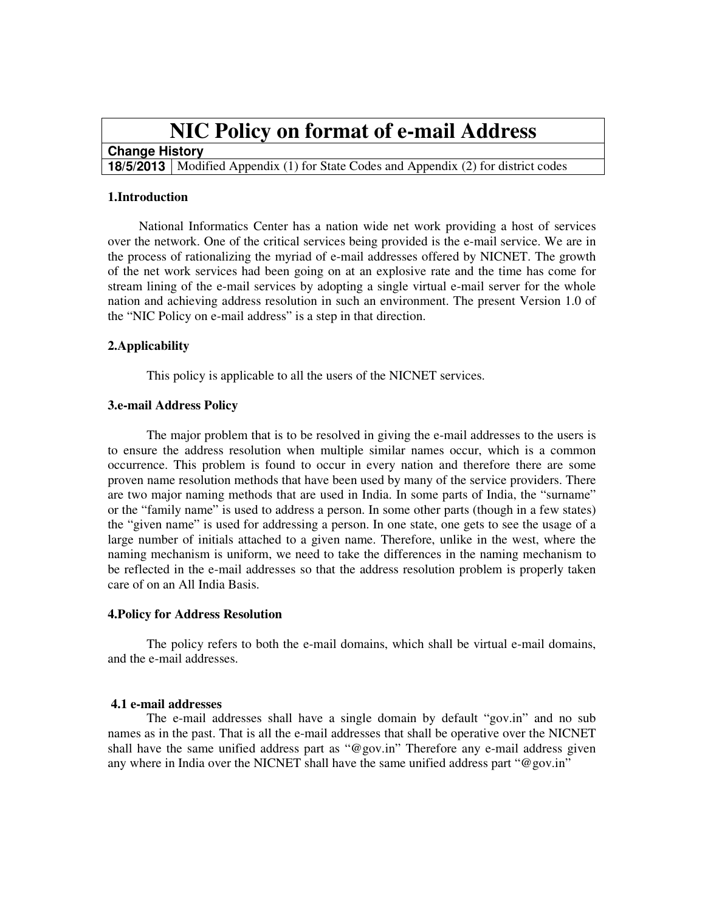# NIC Policy on format of e-mail Address

| **Change History** | |
|---|---|
| **18/5/2013** | Modified Appendix (1) for State Codes and Appendix (2) for district codes |

### 1.Introduction

National Informatics Center has a nation wide net work providing a host of services over the network. One of the critical services being provided is the e-mail service. We are in the process of rationalizing the myriad of e-mail addresses offered by NICNET. The growth of the net work services had been going on at an explosive rate and the time has come for stream lining of the e-mail services by adopting a single virtual e-mail server for the whole nation and achieving address resolution in such an environment. The present Version 1.0 of the "NIC Policy on e-mail address" is a step in that direction.

### 2.Applicability

This policy is applicable to all the users of the NICNET services.

### 3.e-mail Address Policy

The major problem that is to be resolved in giving the e-mail addresses to the users is to ensure the address resolution when multiple similar names occur, which is a common occurrence. This problem is found to occur in every nation and therefore there are some proven name resolution methods that have been used by many of the service providers. There are two major naming methods that are used in India. In some parts of India, the "surname" or the "family name" is used to address a person. In some other parts (though in a few states) the "given name" is used for addressing a person. In one state, one gets to see the usage of a large number of initials attached to a given name. Therefore, unlike in the west, where the naming mechanism is uniform, we need to take the differences in the naming mechanism to be reflected in the e-mail addresses so that the address resolution problem is properly taken care of on an All India Basis.

### 4.Policy for Address Resolution

The policy refers to both the e-mail domains, which shall be virtual e-mail domains, and the e-mail addresses.

#### 4.1 e-mail addresses

The e-mail addresses shall have a single domain by default "gov.in" and no sub names as in the past. That is all the e-mail addresses that shall be operative over the NICNET shall have the same unified address part as "@gov.in" Therefore any e-mail address given any where in India over the NICNET shall have the same unified address part "@gov.in"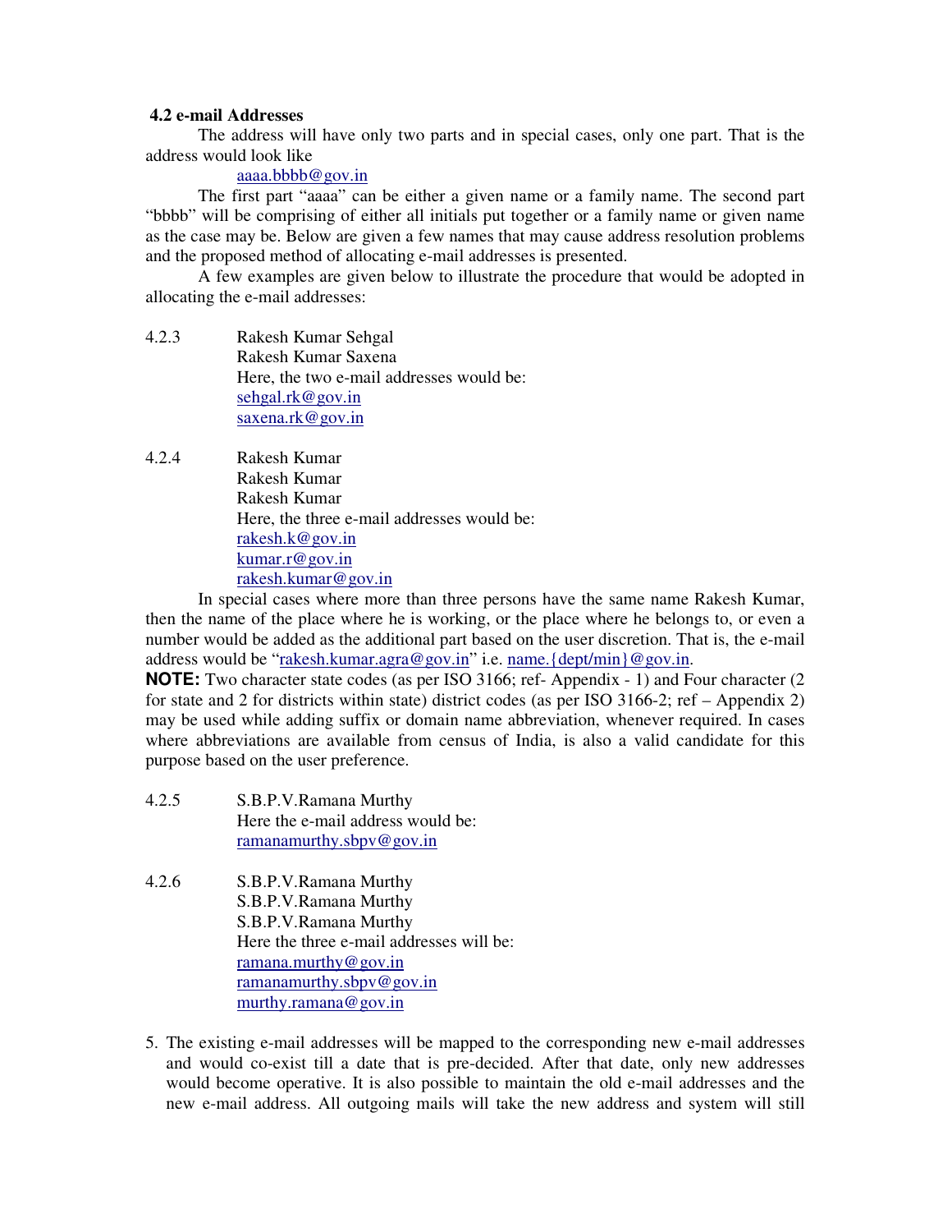### 4.2 e-mail Addresses

The address will have only two parts and in special cases, only one part. That is the address would look like

aaaa.bbbb@gov.in

The first part "aaaa" can be either a given name or a family name. The second part "bbbb" will be comprising of either all initials put together or a family name or given name as the case may be. Below are given a few names that may cause address resolution problems and the proposed method of allocating e-mail addresses is presented.

A few examples are given below to illustrate the procedure that would be adopted in allocating the e-mail addresses:

4.2.3 Rakesh Kumar Sehgal
Rakesh Kumar Saxena
Here, the two e-mail addresses would be:
sehgal.rk@gov.in
saxena.rk@gov.in

4.2.4 Rakesh Kumar
Rakesh Kumar
Rakesh Kumar
Here, the three e-mail addresses would be:
rakesh.k@gov.in
kumar.r@gov.in
rakesh.kumar@gov.in

In special cases where more than three persons have the same name Rakesh Kumar, then the name of the place where he is working, or the place where he belongs to, or even a number would be added as the additional part based on the user discretion. That is, the e-mail address would be "rakesh.kumar.agra@gov.in" i.e. name.{dept/min}@gov.in.

**NOTE:** Two character state codes (as per ISO 3166; ref- Appendix - 1) and Four character (2 for state and 2 for districts within state) district codes (as per ISO 3166-2; ref – Appendix 2) may be used while adding suffix or domain name abbreviation, whenever required. In cases where abbreviations are available from census of India, is also a valid candidate for this purpose based on the user preference.

4.2.5 S.B.P.V.Ramana Murthy
Here the e-mail address would be:
ramanamurthy.sbpv@gov.in

4.2.6 S.B.P.V.Ramana Murthy
S.B.P.V.Ramana Murthy
S.B.P.V.Ramana Murthy
Here the three e-mail addresses will be:
ramana.murthy@gov.in
ramanamurthy.sbpv@gov.in
murthy.ramana@gov.in

5. The existing e-mail addresses will be mapped to the corresponding new e-mail addresses and would co-exist till a date that is pre-decided. After that date, only new addresses would become operative. It is also possible to maintain the old e-mail addresses and the new e-mail address. All outgoing mails will take the new address and system will still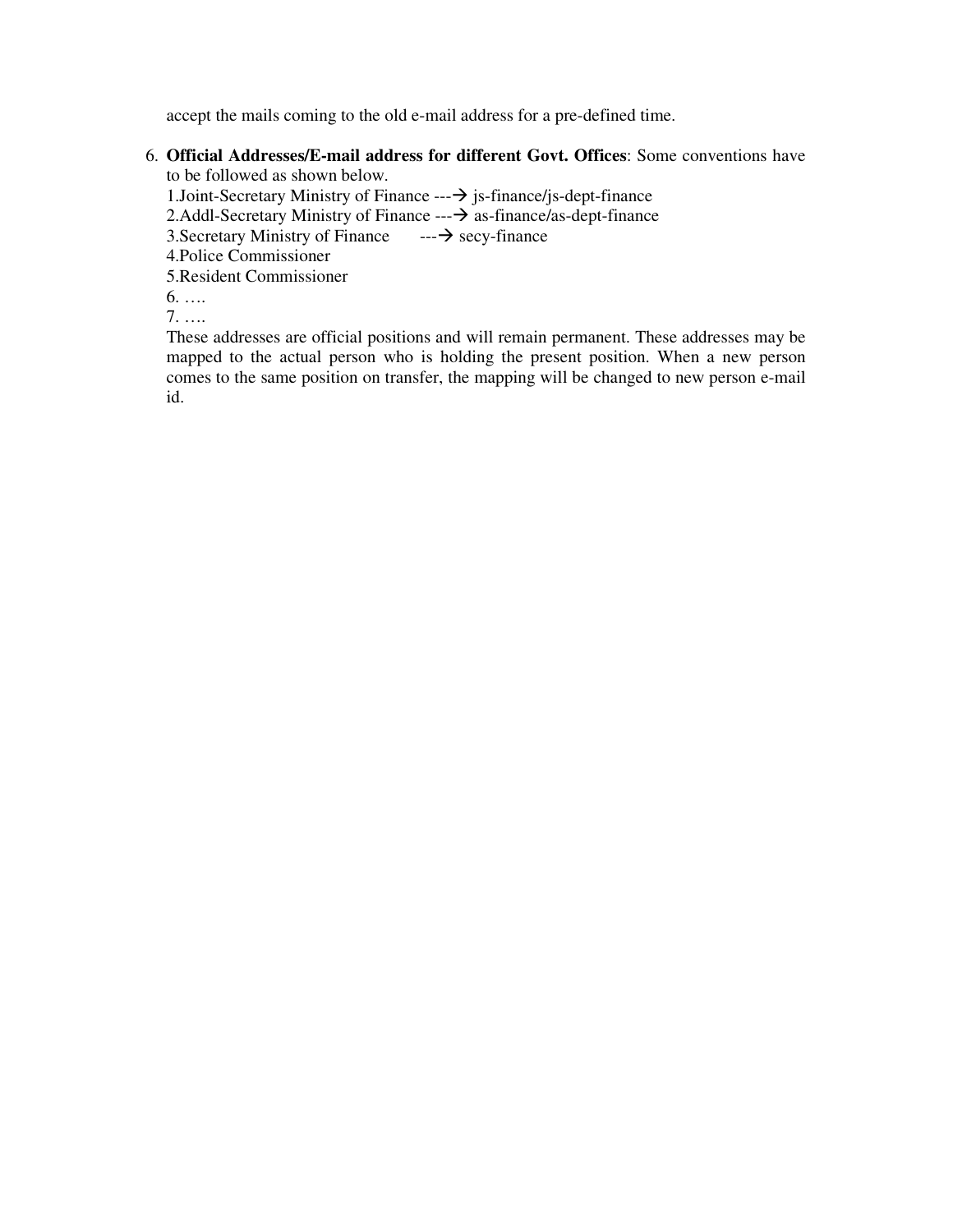accept the mails coming to the old e-mail address for a pre-defined time.

6. **Official Addresses/E-mail address for different Govt. Offices**: Some conventions have to be followed as shown below.
   1.Joint-Secretary Ministry of Finance ---→ js-finance/js-dept-finance
   2.Addl-Secretary Ministry of Finance ---→ as-finance/as-dept-finance
   3.Secretary Ministry of Finance ---→ secy-finance
   4.Police Commissioner
   5.Resident Commissioner
   6. ….
   7. ….
   These addresses are official positions and will remain permanent. These addresses may be mapped to the actual person who is holding the present position. When a new person comes to the same position on transfer, the mapping will be changed to new person e-mail id.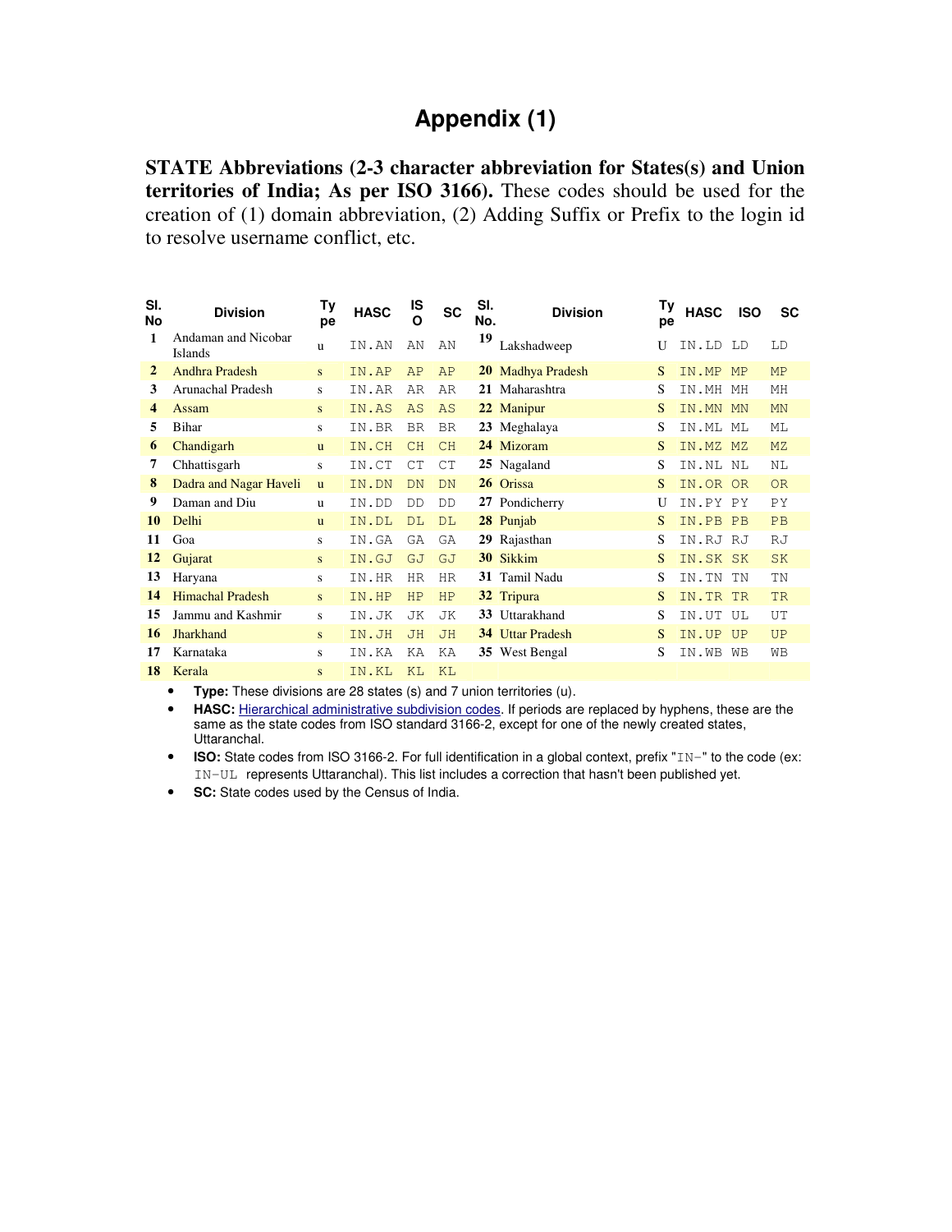# Appendix (1)

**STATE Abbreviations (2-3 character abbreviation for States(s) and Union territories of India; As per ISO 3166).** These codes should be used for the creation of (1) domain abbreviation, (2) Adding Suffix or Prefix to the login id to resolve username conflict, etc.

| Sl. No | Division | Type | HASC | ISO | SC | Sl. No. | Division | Type | HASC | ISO | SC |
|---|---|---|---|---|---|---|---|---|---|---|---|
| 1 | Andaman and Nicobar Islands | u | IN.AN | AN | AN | 19 | Lakshadweep | U | IN.LD | LD | LD |
| 2 | Andhra Pradesh | s | IN.AP | AP | AP | 20 | Madhya Pradesh | S | IN.MP | MP | MP |
| 3 | Arunachal Pradesh | s | IN.AR | AR | AR | 21 | Maharashtra | S | IN.MH | MH | MH |
| 4 | Assam | s | IN.AS | AS | AS | 22 | Manipur | S | IN.MN | MN | MN |
| 5 | Bihar | s | IN.BR | BR | BR | 23 | Meghalaya | S | IN.ML | ML | ML |
| 6 | Chandigarh | u | IN.CH | CH | CH | 24 | Mizoram | S | IN.MZ | MZ | MZ |
| 7 | Chhattisgarh | s | IN.CT | CT | CT | 25 | Nagaland | S | IN.NL | NL | NL |
| 8 | Dadra and Nagar Haveli | u | IN.DN | DN | DN | 26 | Orissa | S | IN.OR | OR | OR |
| 9 | Daman and Diu | u | IN.DD | DD | DD | 27 | Pondicherry | U | IN.PY | PY | PY |
| 10 | Delhi | u | IN.DL | DL | DL | 28 | Punjab | S | IN.PB | PB | PB |
| 11 | Goa | s | IN.GA | GA | GA | 29 | Rajasthan | S | IN.RJ | RJ | RJ |
| 12 | Gujarat | s | IN.GJ | GJ | GJ | 30 | Sikkim | S | IN.SK | SK | SK |
| 13 | Haryana | s | IN.HR | HR | HR | 31 | Tamil Nadu | S | IN.TN | TN | TN |
| 14 | Himachal Pradesh | s | IN.HP | HP | HP | 32 | Tripura | S | IN.TR | TR | TR |
| 15 | Jammu and Kashmir | s | IN.JK | JK | JK | 33 | Uttarakhand | S | IN.UT | UL | UT |
| 16 | Jharkhand | s | IN.JH | JH | JH | 34 | Uttar Pradesh | S | IN.UP | UP | UP |
| 17 | Karnataka | s | IN.KA | KA | KA | 35 | West Bengal | S | IN.WB | WB | WB |
| 18 | Kerala | s | IN.KL | KL | KL | | | | | | |

- **Type:** These divisions are 28 states (s) and 7 union territories (u).
- **HASC:** Hierarchical administrative subdivision codes. If periods are replaced by hyphens, these are the same as the state codes from ISO standard 3166-2, except for one of the newly created states, Uttaranchal.
- **ISO:** State codes from ISO 3166-2. For full identification in a global context, prefix "IN-" to the code (ex: IN-UL represents Uttaranchal). This list includes a correction that hasn't been published yet.
- **SC:** State codes used by the Census of India.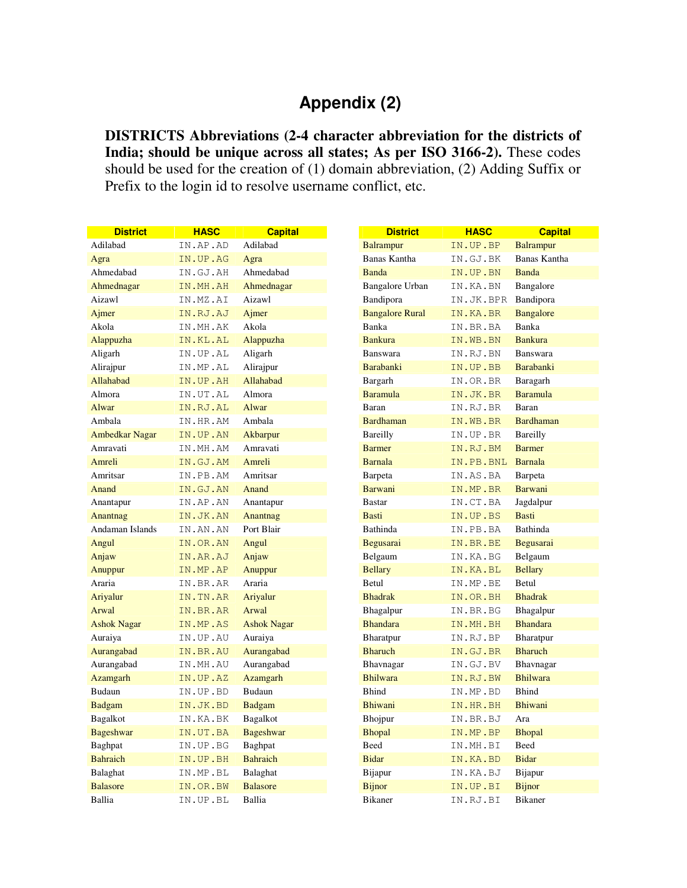# Appendix (2)

**DISTRICTS Abbreviations (2-4 character abbreviation for the districts of India; should be unique across all states; As per ISO 3166-2).** These codes should be used for the creation of (1) domain abbreviation, (2) Adding Suffix or Prefix to the login id to resolve username conflict, etc.

| District | HASC | Capital |
|---|---|---|
| Adilabad | IN.AP.AD | Adilabad |
| Agra | IN.UP.AG | Agra |
| Ahmedabad | IN.GJ.AH | Ahmedabad |
| Ahmednagar | IN.MH.AH | Ahmednagar |
| Aizawl | IN.MZ.AI | Aizawl |
| Ajmer | IN.RJ.AJ | Ajmer |
| Akola | IN.MH.AK | Akola |
| Alappuzha | IN.KL.AL | Alappuzha |
| Aligarh | IN.UP.AL | Aligarh |
| Alirajpur | IN.MP.AL | Alirajpur |
| Allahabad | IN.UP.AH | Allahabad |
| Almora | IN.UT.AL | Almora |
| Alwar | IN.RJ.AL | Alwar |
| Ambala | IN.HR.AM | Ambala |
| Ambedkar Nagar | IN.UP.AN | Akbarpur |
| Amravati | IN.MH.AM | Amravati |
| Amreli | IN.GJ.AM | Amreli |
| Amritsar | IN.PB.AM | Amritsar |
| Anand | IN.GJ.AN | Anand |
| Anantapur | IN.AP.AN | Anantapur |
| Anantnag | IN.JK.AN | Anantnag |
| Andaman Islands | IN.AN.AN | Port Blair |
| Angul | IN.OR.AN | Angul |
| Anjaw | IN.AR.AJ | Anjaw |
| Anuppur | IN.MP.AP | Anuppur |
| Araria | IN.BR.AR | Araria |
| Ariyalur | IN.TN.AR | Ariyalur |
| Arwal | IN.BR.AR | Arwal |
| Ashok Nagar | IN.MP.AS | Ashok Nagar |
| Auraiya | IN.UP.AU | Auraiya |
| Aurangabad | IN.BR.AU | Aurangabad |
| Aurangabad | IN.MH.AU | Aurangabad |
| Azamgarh | IN.UP.AZ | Azamgarh |
| Budaun | IN.UP.BD | Budaun |
| Badgam | IN.JK.BD | Badgam |
| Bagalkot | IN.KA.BK | Bagalkot |
| Bageshwar | IN.UT.BA | Bageshwar |
| Baghpat | IN.UP.BG | Baghpat |
| Bahraich | IN.UP.BH | Bahraich |
| Balaghat | IN.MP.BL | Balaghat |
| Balasore | IN.OR.BW | Balasore |
| Ballia | IN.UP.BL | Ballia |
| Balrampur | IN.UP.BP | Balrampur |
| Banas Kantha | IN.GJ.BK | Banas Kantha |
| Banda | IN.UP.BN | Banda |
| Bangalore Urban | IN.KA.BN | Bangalore |
| Bandipora | IN.JK.BPR | Bandipora |
| Bangalore Rural | IN.KA.BR | Bangalore |
| Banka | IN.BR.BA | Banka |
| Bankura | IN.WB.BN | Bankura |
| Banswara | IN.RJ.BN | Banswara |
| Barabanki | IN.UP.BB | Barabanki |
| Bargarh | IN.OR.BR | Baragarh |
| Baramula | IN.JK.BR | Baramula |
| Baran | IN.RJ.BR | Baran |
| Bardhaman | IN.WB.BR | Bardhaman |
| Bareilly | IN.UP.BR | Bareilly |
| Barmer | IN.RJ.BM | Barmer |
| Barnala | IN.PB.BNL | Barnala |
| Barpeta | IN.AS.BA | Barpeta |
| Barwani | IN.MP.BR | Barwani |
| Bastar | IN.CT.BA | Jagdalpur |
| Basti | IN.UP.BS | Basti |
| Bathinda | IN.PB.BA | Bathinda |
| Begusarai | IN.BR.BE | Begusarai |
| Belgaum | IN.KA.BG | Belgaum |
| Bellary | IN.KA.BL | Bellary |
| Betul | IN.MP.BE | Betul |
| Bhadrak | IN.OR.BH | Bhadrak |
| Bhagalpur | IN.BR.BG | Bhagalpur |
| Bhandara | IN.MH.BH | Bhandara |
| Bharatpur | IN.RJ.BP | Bharatpur |
| Bharuch | IN.GJ.BR | Bharuch |
| Bhavnagar | IN.GJ.BV | Bhavnagar |
| Bhilwara | IN.RJ.BW | Bhilwara |
| Bhind | IN.MP.BD | Bhind |
| Bhiwani | IN.HR.BH | Bhiwani |
| Bhojpur | IN.BR.BJ | Ara |
| Bhopal | IN.MP.BP | Bhopal |
| Beed | IN.MH.BI | Beed |
| Bidar | IN.KA.BD | Bidar |
| Bijapur | IN.KA.BJ | Bijapur |
| Bijnor | IN.UP.BI | Bijnor |
| Bikaner | IN.RJ.BI | Bikaner |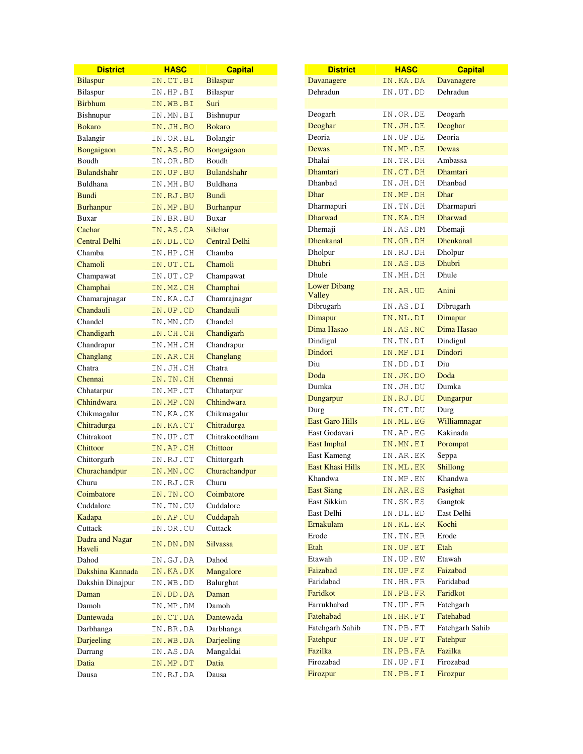| District | HASC | Capital |
|---|---|---|
| Bilaspur | IN.CT.BI | Bilaspur |
| Bilaspur | IN.HP.BI | Bilaspur |
| Birbhum | IN.WB.BI | Suri |
| Bishnupur | IN.MN.BI | Bishnupur |
| Bokaro | IN.JH.BO | Bokaro |
| Balangir | IN.OR.BL | Bolangir |
| Bongaigaon | IN.AS.BO | Bongaigaon |
| Boudh | IN.OR.BD | Boudh |
| Bulandshahr | IN.UP.BU | Bulandshahr |
| Buldhana | IN.MH.BU | Buldhana |
| Bundi | IN.RJ.BU | Bundi |
| Burhanpur | IN.MP.BU | Burhanpur |
| Buxar | IN.BR.BU | Buxar |
| Cachar | IN.AS.CA | Silchar |
| Central Delhi | IN.DL.CD | Central Delhi |
| Chamba | IN.HP.CH | Chamba |
| Chamoli | IN.UT.CL | Chamoli |
| Champawat | IN.UT.CP | Champawat |
| Champhai | IN.MZ.CH | Champhai |
| Chamarajnagar | IN.KA.CJ | Chamrajnagar |
| Chandauli | IN.UP.CD | Chandauli |
| Chandel | IN.MN.CD | Chandel |
| Chandigarh | IN.CH.CH | Chandigarh |
| Chandrapur | IN.MH.CH | Chandrapur |
| Changlang | IN.AR.CH | Changlang |
| Chatra | IN.JH.CH | Chatra |
| Chennai | IN.TN.CH | Chennai |
| Chhatarpur | IN.MP.CT | Chhatarpur |
| Chhindwara | IN.MP.CN | Chhindwara |
| Chikmagalur | IN.KA.CK | Chikmagalur |
| Chitradurga | IN.KA.CT | Chitradurga |
| Chitrakoot | IN.UP.CT | Chitrakootdham |
| Chittoor | IN.AP.CH | Chittoor |
| Chittorgarh | IN.RJ.CT | Chittorgarh |
| Churachandpur | IN.MN.CC | Churachandpur |
| Churu | IN.RJ.CR | Churu |
| Coimbatore | IN.TN.CO | Coimbatore |
| Cuddalore | IN.TN.CU | Cuddalore |
| Kadapa | IN.AP.CU | Cuddapah |
| Cuttack | IN.OR.CU | Cuttack |
| Dadra and Nagar Haveli | IN.DN.DN | Silvassa |
| Dahod | IN.GJ.DA | Dahod |
| Dakshina Kannada | IN.KA.DK | Mangalore |
| Dakshin Dinajpur | IN.WB.DD | Balurghat |
| Daman | IN.DD.DA | Daman |
| Damoh | IN.MP.DM | Damoh |
| Dantewada | IN.CT.DA | Dantewada |
| Darbhanga | IN.BR.DA | Darbhanga |
| Darjeeling | IN.WB.DA | Darjeeling |
| Darrang | IN.AS.DA | Mangaldai |
| Datia | IN.MP.DT | Datia |
| Dausa | IN.RJ.DA | Dausa |

| District | HASC | Capital |
|---|---|---|
| Davanagere | IN.KA.DA | Davanagere |
| Dehradun | IN.UT.DD | Dehradun |
| | | |
| Deogarh | IN.OR.DE | Deogarh |
| Deoghar | IN.JH.DE | Deoghar |
| Deoria | IN.UP.DE | Deoria |
| Dewas | IN.MP.DE | Dewas |
| Dhalai | IN.TR.DH | Ambassa |
| Dhamtari | IN.CT.DH | Dhamtari |
| Dhanbad | IN.JH.DH | Dhanbad |
| Dhar | IN.MP.DH | Dhar |
| Dharmapuri | IN.TN.DH | Dharmapuri |
| Dharwad | IN.KA.DH | Dharwad |
| Dhemaji | IN.AS.DM | Dhemaji |
| Dhenkanal | IN.OR.DH | Dhenkanal |
| Dholpur | IN.RJ.DH | Dholpur |
| Dhubri | IN.AS.DB | Dhubri |
| Dhule | IN.MH.DH | Dhule |
| Lower Dibang Valley | IN.AR.UD | Anini |
| Dibrugarh | IN.AS.DI | Dibrugarh |
| Dimapur | IN.NL.DI | Dimapur |
| Dima Hasao | IN.AS.NC | Dima Hasao |
| Dindigul | IN.TN.DI | Dindigul |
| Dindori | IN.MP.DI | Dindori |
| Diu | IN.DD.DI | Diu |
| Doda | IN.JK.DO | Doda |
| Dumka | IN.JH.DU | Dumka |
| Dungarpur | IN.RJ.DU | Dungarpur |
| Durg | IN.CT.DU | Durg |
| East Garo Hills | IN.ML.EG | Williamnagar |
| East Godavari | IN.AP.EG | Kakinada |
| East Imphal | IN.MN.EI | Porompat |
| East Kameng | IN.AR.EK | Seppa |
| East Khasi Hills | IN.ML.EK | Shillong |
| Khandwa | IN.MP.EN | Khandwa |
| East Siang | IN.AR.ES | Pasighat |
| East Sikkim | IN.SK.ES | Gangtok |
| East Delhi | IN.DL.ED | East Delhi |
| Ernakulam | IN.KL.ER | Kochi |
| Erode | IN.TN.ER | Erode |
| Etah | IN.UP.ET | Etah |
| Etawah | IN.UP.EW | Etawah |
| Faizabad | IN.UP.FZ | Faizabad |
| Faridabad | IN.HR.FR | Faridabad |
| Faridkot | IN.PB.FR | Faridkot |
| Farrukhabad | IN.UP.FR | Fatehgarh |
| Fatehabad | IN.HR.FT | Fatehabad |
| Fatehgarh Sahib | IN.PB.FT | Fatehgarh Sahib |
| Fatehpur | IN.UP.FT | Fatehpur |
| Fazilka | IN.PB.FA | Fazilka |
| Firozabad | IN.UP.FI | Firozabad |
| Firozpur | IN.PB.FI | Firozpur |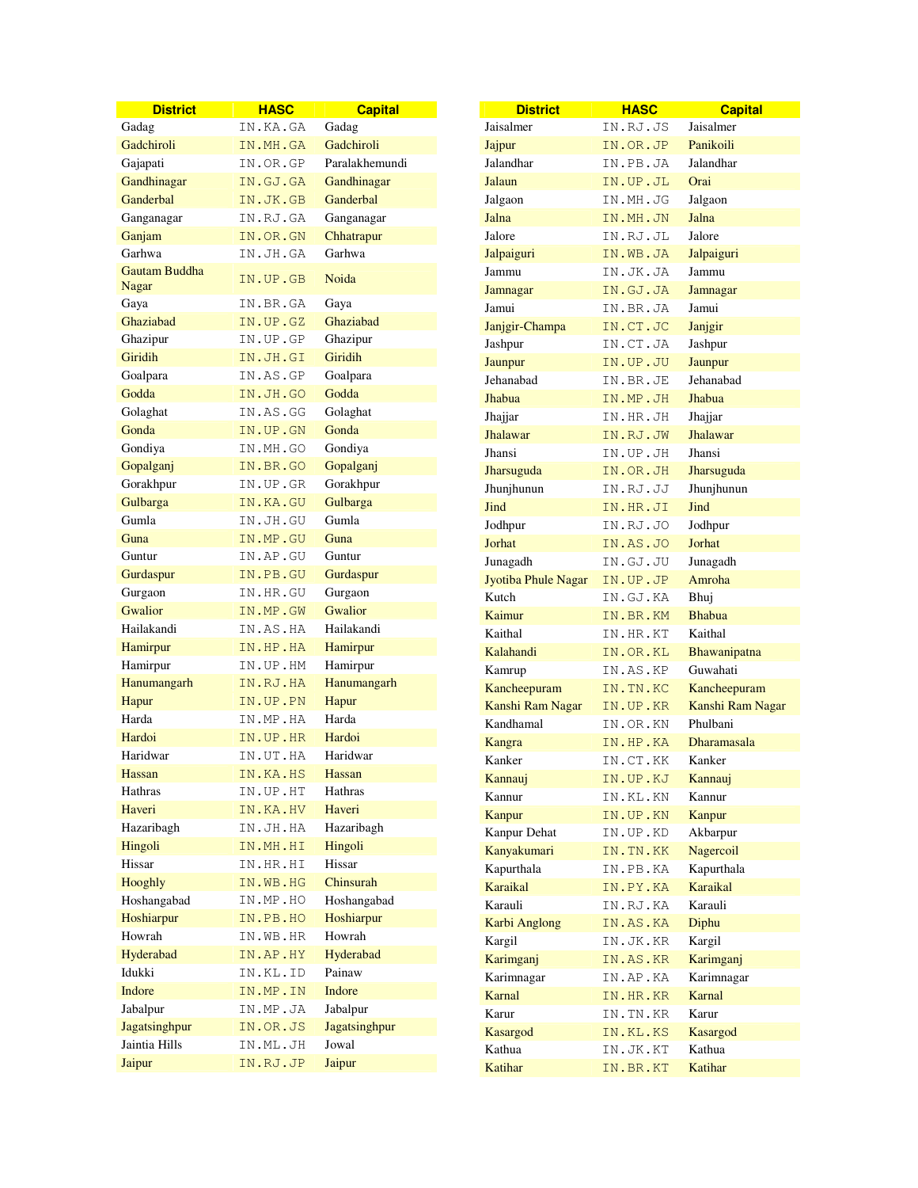| District | HASC | Capital |
|---|---|---|
| Gadag | IN.KA.GA | Gadag |
| Gadchiroli | IN.MH.GA | Gadchiroli |
| Gajapati | IN.OR.GP | Paralakhemundi |
| Gandhinagar | IN.GJ.GA | Gandhinagar |
| Ganderbal | IN.JK.GB | Ganderbal |
| Ganganagar | IN.RJ.GA | Ganganagar |
| Ganjam | IN.OR.GN | Chhatrapur |
| Garhwa | IN.JH.GA | Garhwa |
| Gautam Buddha Nagar | IN.UP.GB | Noida |
| Gaya | IN.BR.GA | Gaya |
| Ghaziabad | IN.UP.GZ | Ghaziabad |
| Ghazipur | IN.UP.GP | Ghazipur |
| Giridih | IN.JH.GI | Giridih |
| Goalpara | IN.AS.GP | Goalpara |
| Godda | IN.JH.GO | Godda |
| Golaghat | IN.AS.GG | Golaghat |
| Gonda | IN.UP.GN | Gonda |
| Gondiya | IN.MH.GO | Gondiya |
| Gopalganj | IN.BR.GO | Gopalganj |
| Gorakhpur | IN.UP.GR | Gorakhpur |
| Gulbarga | IN.KA.GU | Gulbarga |
| Gumla | IN.JH.GU | Gumla |
| Guna | IN.MP.GU | Guna |
| Guntur | IN.AP.GU | Guntur |
| Gurdaspur | IN.PB.GU | Gurdaspur |
| Gurgaon | IN.HR.GU | Gurgaon |
| Gwalior | IN.MP.GW | Gwalior |
| Hailakandi | IN.AS.HA | Hailakandi |
| Hamirpur | IN.HP.HA | Hamirpur |
| Hamirpur | IN.UP.HM | Hamirpur |
| Hanumangarh | IN.RJ.HA | Hanumangarh |
| Hapur | IN.UP.PN | Hapur |
| Harda | IN.MP.HA | Harda |
| Hardoi | IN.UP.HR | Hardoi |
| Haridwar | IN.UT.HA | Haridwar |
| Hassan | IN.KA.HS | Hassan |
| Hathras | IN.UP.HT | Hathras |
| Haveri | IN.KA.HV | Haveri |
| Hazaribagh | IN.JH.HA | Hazaribagh |
| Hingoli | IN.MH.HI | Hingoli |
| Hissar | IN.HR.HI | Hissar |
| Hooghly | IN.WB.HG | Chinsurah |
| Hoshangabad | IN.MP.HO | Hoshangabad |
| Hoshiarpur | IN.PB.HO | Hoshiarpur |
| Howrah | IN.WB.HR | Howrah |
| Hyderabad | IN.AP.HY | Hyderabad |
| Idukki | IN.KL.ID | Painaw |
| Indore | IN.MP.IN | Indore |
| Jabalpur | IN.MP.JA | Jabalpur |
| Jagatsinghpur | IN.OR.JS | Jagatsinghpur |
| Jaintia Hills | IN.ML.JH | Jowal |
| Jaipur | IN.RJ.JP | Jaipur |
| Jaisalmer | IN.RJ.JS | Jaisalmer |
| Jajpur | IN.OR.JP | Panikoili |
| Jalandhar | IN.PB.JA | Jalandhar |
| Jalaun | IN.UP.JL | Orai |
| Jalgaon | IN.MH.JG | Jalgaon |
| Jalna | IN.MH.JN | Jalna |
| Jalore | IN.RJ.JL | Jalore |
| Jalpaiguri | IN.WB.JA | Jalpaiguri |
| Jammu | IN.JK.JA | Jammu |
| Jamnagar | IN.GJ.JA | Jamnagar |
| Jamui | IN.BR.JA | Jamui |
| Janjgir-Champa | IN.CT.JC | Janjgir |
| Jashpur | IN.CT.JA | Jashpur |
| Jaunpur | IN.UP.JU | Jaunpur |
| Jehanabad | IN.BR.JE | Jehanabad |
| Jhabua | IN.MP.JH | Jhabua |
| Jhajjar | IN.HR.JH | Jhajjar |
| Jhalawar | IN.RJ.JW | Jhalawar |
| Jhansi | IN.UP.JH | Jhansi |
| Jharsuguda | IN.OR.JH | Jharsuguda |
| Jhunjhunun | IN.RJ.JJ | Jhunjhunun |
| Jind | IN.HR.JI | Jind |
| Jodhpur | IN.RJ.JO | Jodhpur |
| Jorhat | IN.AS.JO | Jorhat |
| Junagadh | IN.GJ.JU | Junagadh |
| Jyotiba Phule Nagar | IN.UP.JP | Amroha |
| Kutch | IN.GJ.KA | Bhuj |
| Kaimur | IN.BR.KM | Bhabua |
| Kaithal | IN.HR.KT | Kaithal |
| Kalahandi | IN.OR.KL | Bhawanipatna |
| Kamrup | IN.AS.KP | Guwahati |
| Kancheepuram | IN.TN.KC | Kancheepuram |
| Kanshi Ram Nagar | IN.UP.KR | Kanshi Ram Nagar |
| Kandhamal | IN.OR.KN | Phulbani |
| Kangra | IN.HP.KA | Dharamasala |
| Kanker | IN.CT.KK | Kanker |
| Kannauj | IN.UP.KJ | Kannauj |
| Kannur | IN.KL.KN | Kannur |
| Kanpur | IN.UP.KN | Kanpur |
| Kanpur Dehat | IN.UP.KD | Akbarpur |
| Kanyakumari | IN.TN.KK | Nagercoil |
| Kapurthala | IN.PB.KA | Kapurthala |
| Karaikal | IN.PY.KA | Karaikal |
| Karauli | IN.RJ.KA | Karauli |
| Karbi Anglong | IN.AS.KA | Diphu |
| Kargil | IN.JK.KR | Kargil |
| Karimganj | IN.AS.KR | Karimganj |
| Karimnagar | IN.AP.KA | Karimnagar |
| Karnal | IN.HR.KR | Karnal |
| Karur | IN.TN.KR | Karur |
| Kasargod | IN.KL.KS | Kasargod |
| Kathua | IN.JK.KT | Kathua |
| Katihar | IN.BR.KT | Katihar |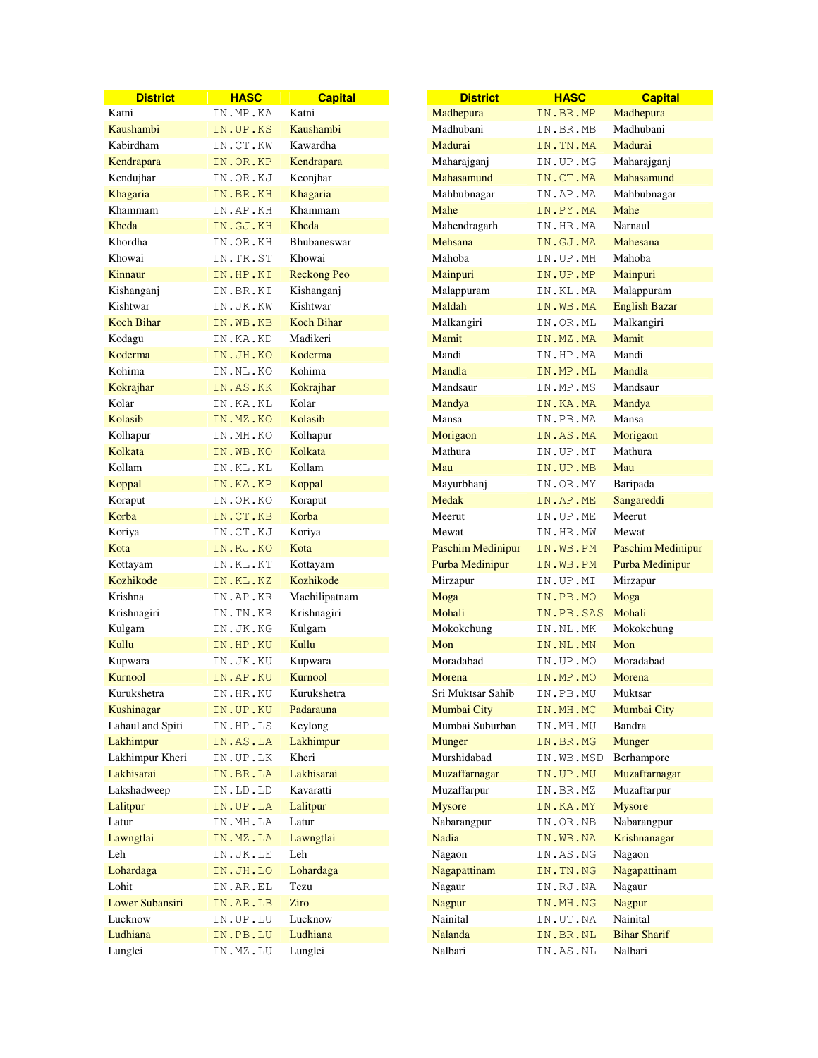| District | HASC | Capital |
|---|---|---|
| Katni | IN.MP.KA | Katni |
| Kaushambi | IN.UP.KS | Kaushambi |
| Kabirdham | IN.CT.KW | Kawardha |
| Kendrapara | IN.OR.KP | Kendrapara |
| Kendujhar | IN.OR.KJ | Keonjhar |
| Khagaria | IN.BR.KH | Khagaria |
| Khammam | IN.AP.KH | Khammam |
| Kheda | IN.GJ.KH | Kheda |
| Khordha | IN.OR.KH | Bhubaneswar |
| Khowai | IN.TR.ST | Khowai |
| Kinnaur | IN.HP.KI | Reckong Peo |
| Kishanganj | IN.BR.KI | Kishanganj |
| Kishtwar | IN.JK.KW | Kishtwar |
| Koch Bihar | IN.WB.KB | Koch Bihar |
| Kodagu | IN.KA.KD | Madikeri |
| Koderma | IN.JH.KO | Koderma |
| Kohima | IN.NL.KO | Kohima |
| Kokrajhar | IN.AS.KK | Kokrajhar |
| Kolar | IN.KA.KL | Kolar |
| Kolasib | IN.MZ.KO | Kolasib |
| Kolhapur | IN.MH.KO | Kolhapur |
| Kolkata | IN.WB.KO | Kolkata |
| Kollam | IN.KL.KL | Kollam |
| Koppal | IN.KA.KP | Koppal |
| Koraput | IN.OR.KO | Koraput |
| Korba | IN.CT.KB | Korba |
| Koriya | IN.CT.KJ | Koriya |
| Kota | IN.RJ.KO | Kota |
| Kottayam | IN.KL.KT | Kottayam |
| Kozhikode | IN.KL.KZ | Kozhikode |
| Krishna | IN.AP.KR | Machilipatnam |
| Krishnagiri | IN.TN.KR | Krishnagiri |
| Kulgam | IN.JK.KG | Kulgam |
| Kullu | IN.HP.KU | Kullu |
| Kupwara | IN.JK.KU | Kupwara |
| Kurnool | IN.AP.KU | Kurnool |
| Kurukshetra | IN.HR.KU | Kurukshetra |
| Kushinagar | IN.UP.KU | Padarauna |
| Lahaul and Spiti | IN.HP.LS | Keylong |
| Lakhimpur | IN.AS.LA | Lakhimpur |
| Lakhimpur Kheri | IN.UP.LK | Kheri |
| Lakhisarai | IN.BR.LA | Lakhisarai |
| Lakshadweep | IN.LD.LD | Kavaratti |
| Lalitpur | IN.UP.LA | Lalitpur |
| Latur | IN.MH.LA | Latur |
| Lawngtlai | IN.MZ.LA | Lawngtlai |
| Leh | IN.JK.LE | Leh |
| Lohardaga | IN.JH.LO | Lohardaga |
| Lohit | IN.AR.EL | Tezu |
| Lower Subansiri | IN.AR.LB | Ziro |
| Lucknow | IN.UP.LU | Lucknow |
| Ludhiana | IN.PB.LU | Ludhiana |
| Lunglei | IN.MZ.LU | Lunglei |
| Madhepura | IN.BR.MP | Madhepura |
| Madhubani | IN.BR.MB | Madhubani |
| Madurai | IN.TN.MA | Madurai |
| Maharajganj | IN.UP.MG | Maharajganj |
| Mahasamund | IN.CT.MA | Mahasamund |
| Mahbubnagar | IN.AP.MA | Mahbubnagar |
| Mahe | IN.PY.MA | Mahe |
| Mahendragarh | IN.HR.MA | Narnaul |
| Mehsana | IN.GJ.MA | Mahesana |
| Mahoba | IN.UP.MH | Mahoba |
| Mainpuri | IN.UP.MP | Mainpuri |
| Malappuram | IN.KL.MA | Malappuram |
| Maldah | IN.WB.MA | English Bazar |
| Malkangiri | IN.OR.ML | Malkangiri |
| Mamit | IN.MZ.MA | Mamit |
| Mandi | IN.HP.MA | Mandi |
| Mandla | IN.MP.ML | Mandla |
| Mandsaur | IN.MP.MS | Mandsaur |
| Mandya | IN.KA.MA | Mandya |
| Mansa | IN.PB.MA | Mansa |
| Morigaon | IN.AS.MA | Morigaon |
| Mathura | IN.UP.MT | Mathura |
| Mau | IN.UP.MB | Mau |
| Mayurbhanj | IN.OR.MY | Baripada |
| Medak | IN.AP.ME | Sangareddi |
| Meerut | IN.UP.ME | Meerut |
| Mewat | IN.HR.MW | Mewat |
| Paschim Medinipur | IN.WB.PM | Paschim Medinipur |
| Purba Medinipur | IN.WB.PM | Purba Medinipur |
| Mirzapur | IN.UP.MI | Mirzapur |
| Moga | IN.PB.MO | Moga |
| Mohali | IN.PB.SAS | Mohali |
| Mokokchung | IN.NL.MK | Mokokchung |
| Mon | IN.NL.MN | Mon |
| Moradabad | IN.UP.MO | Moradabad |
| Morena | IN.MP.MO | Morena |
| Sri Muktsar Sahib | IN.PB.MU | Muktsar |
| Mumbai City | IN.MH.MC | Mumbai City |
| Mumbai Suburban | IN.MH.MU | Bandra |
| Munger | IN.BR.MG | Munger |
| Murshidabad | IN.WB.MSD | Berhampore |
| Muzaffarnagar | IN.UP.MU | Muzaffarnagar |
| Muzaffarpur | IN.BR.MZ | Muzaffarpur |
| Mysore | IN.KA.MY | Mysore |
| Nabarangpur | IN.OR.NB | Nabarangpur |
| Nadia | IN.WB.NA | Krishnanagar |
| Nagaon | IN.AS.NG | Nagaon |
| Nagapattinam | IN.TN.NG | Nagapattinam |
| Nagaur | IN.RJ.NA | Nagaur |
| Nagpur | IN.MH.NG | Nagpur |
| Nainital | IN.UT.NA | Nainital |
| Nalanda | IN.BR.NL | Bihar Sharif |
| Nalbari | IN.AS.NL | Nalbari |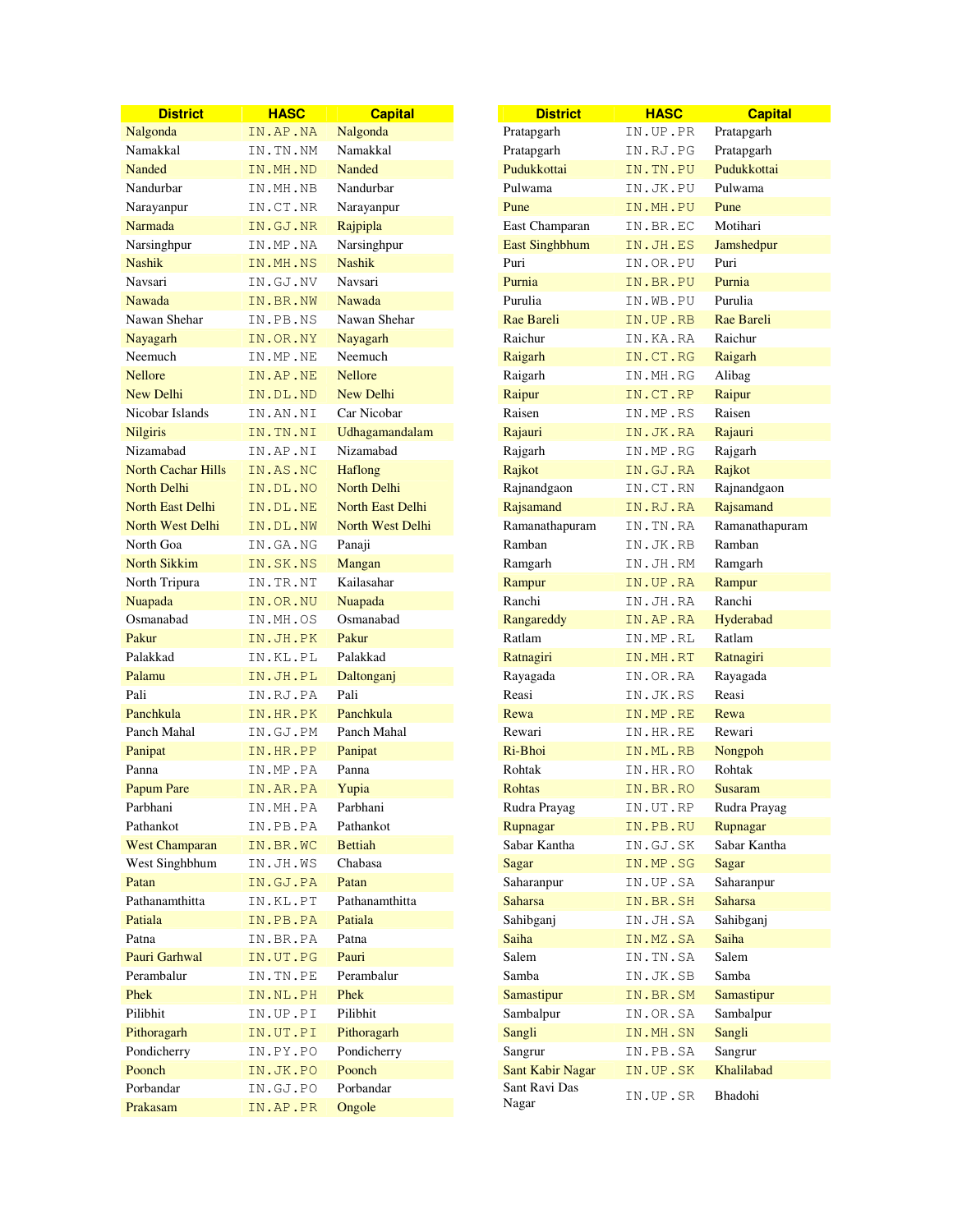| District | HASC | Capital |
|---|---|---|
| Nalgonda | IN.AP.NA | Nalgonda |
| Namakkal | IN.TN.NM | Namakkal |
| Nanded | IN.MH.ND | Nanded |
| Nandurbar | IN.MH.NB | Nandurbar |
| Narayanpur | IN.CT.NR | Narayanpur |
| Narmada | IN.GJ.NR | Rajpipla |
| Narsinghpur | IN.MP.NA | Narsinghpur |
| Nashik | IN.MH.NS | Nashik |
| Navsari | IN.GJ.NV | Navsari |
| Nawada | IN.BR.NW | Nawada |
| Nawan Shehar | IN.PB.NS | Nawan Shehar |
| Nayagarh | IN.OR.NY | Nayagarh |
| Neemuch | IN.MP.NE | Neemuch |
| Nellore | IN.AP.NE | Nellore |
| New Delhi | IN.DL.ND | New Delhi |
| Nicobar Islands | IN.AN.NI | Car Nicobar |
| Nilgiris | IN.TN.NI | Udhagamandalam |
| Nizamabad | IN.AP.NI | Nizamabad |
| North Cachar Hills | IN.AS.NC | Haflong |
| North Delhi | IN.DL.NO | North Delhi |
| North East Delhi | IN.DL.NE | North East Delhi |
| North West Delhi | IN.DL.NW | North West Delhi |
| North Goa | IN.GA.NG | Panaji |
| North Sikkim | IN.SK.NS | Mangan |
| North Tripura | IN.TR.NT | Kailasahar |
| Nuapada | IN.OR.NU | Nuapada |
| Osmanabad | IN.MH.OS | Osmanabad |
| Pakur | IN.JH.PK | Pakur |
| Palakkad | IN.KL.PL | Palakkad |
| Palamu | IN.JH.PL | Daltonganj |
| Pali | IN.RJ.PA | Pali |
| Panchkula | IN.HR.PK | Panchkula |
| Panch Mahal | IN.GJ.PM | Panch Mahal |
| Panipat | IN.HR.PP | Panipat |
| Panna | IN.MP.PA | Panna |
| Papum Pare | IN.AR.PA | Yupia |
| Parbhani | IN.MH.PA | Parbhani |
| Pathankot | IN.PB.PA | Pathankot |
| West Champaran | IN.BR.WC | Bettiah |
| West Singhbhum | IN.JH.WS | Chabasa |
| Patan | IN.GJ.PA | Patan |
| Pathanamthitta | IN.KL.PT | Pathanamthitta |
| Patiala | IN.PB.PA | Patiala |
| Patna | IN.BR.PA | Patna |
| Pauri Garhwal | IN.UT.PG | Pauri |
| Perambalur | IN.TN.PE | Perambalur |
| Phek | IN.NL.PH | Phek |
| Pilibhit | IN.UP.PI | Pilibhit |
| Pithoragarh | IN.UT.PI | Pithoragarh |
| Pondicherry | IN.PY.PO | Pondicherry |
| Poonch | IN.JK.PO | Poonch |
| Porbandar | IN.GJ.PO | Porbandar |
| Prakasam | IN.AP.PR | Ongole |
| Pratapgarh | IN.UP.PR | Pratapgarh |
| Pratapgarh | IN.RJ.PG | Pratapgarh |
| Pudukkottai | IN.TN.PU | Pudukkottai |
| Pulwama | IN.JK.PU | Pulwama |
| Pune | IN.MH.PU | Pune |
| East Champaran | IN.BR.EC | Motihari |
| East Singhbhum | IN.JH.ES | Jamshedpur |
| Puri | IN.OR.PU | Puri |
| Purnia | IN.BR.PU | Purnia |
| Purulia | IN.WB.PU | Purulia |
| Rae Bareli | IN.UP.RB | Rae Bareli |
| Raichur | IN.KA.RA | Raichur |
| Raigarh | IN.CT.RG | Raigarh |
| Raigarh | IN.MH.RG | Alibag |
| Raipur | IN.CT.RP | Raipur |
| Raisen | IN.MP.RS | Raisen |
| Rajauri | IN.JK.RA | Rajauri |
| Rajgarh | IN.MP.RG | Rajgarh |
| Rajkot | IN.GJ.RA | Rajkot |
| Rajnandgaon | IN.CT.RN | Rajnandgaon |
| Rajsamand | IN.RJ.RA | Rajsamand |
| Ramanathapuram | IN.TN.RA | Ramanathapuram |
| Ramban | IN.JK.RB | Ramban |
| Ramgarh | IN.JH.RM | Ramgarh |
| Rampur | IN.UP.RA | Rampur |
| Ranchi | IN.JH.RA | Ranchi |
| Rangareddy | IN.AP.RA | Hyderabad |
| Ratlam | IN.MP.RL | Ratlam |
| Ratnagiri | IN.MH.RT | Ratnagiri |
| Rayagada | IN.OR.RA | Rayagada |
| Reasi | IN.JK.RS | Reasi |
| Rewa | IN.MP.RE | Rewa |
| Rewari | IN.HR.RE | Rewari |
| Ri-Bhoi | IN.ML.RB | Nongpoh |
| Rohtak | IN.HR.RO | Rohtak |
| Rohtas | IN.BR.RO | Susaram |
| Rudra Prayag | IN.UT.RP | Rudra Prayag |
| Rupnagar | IN.PB.RU | Rupnagar |
| Sabar Kantha | IN.GJ.SK | Sabar Kantha |
| Sagar | IN.MP.SG | Sagar |
| Saharanpur | IN.UP.SA | Saharanpur |
| Saharsa | IN.BR.SH | Saharsa |
| Sahibganj | IN.JH.SA | Sahibganj |
| Saiha | IN.MZ.SA | Saiha |
| Salem | IN.TN.SA | Salem |
| Samba | IN.JK.SB | Samba |
| Samastipur | IN.BR.SM | Samastipur |
| Sambalpur | IN.OR.SA | Sambalpur |
| Sangli | IN.MH.SN | Sangli |
| Sangrur | IN.PB.SA | Sangrur |
| Sant Kabir Nagar | IN.UP.SK | Khalilabad |
| Sant Ravi Das Nagar | IN.UP.SR | Bhadohi |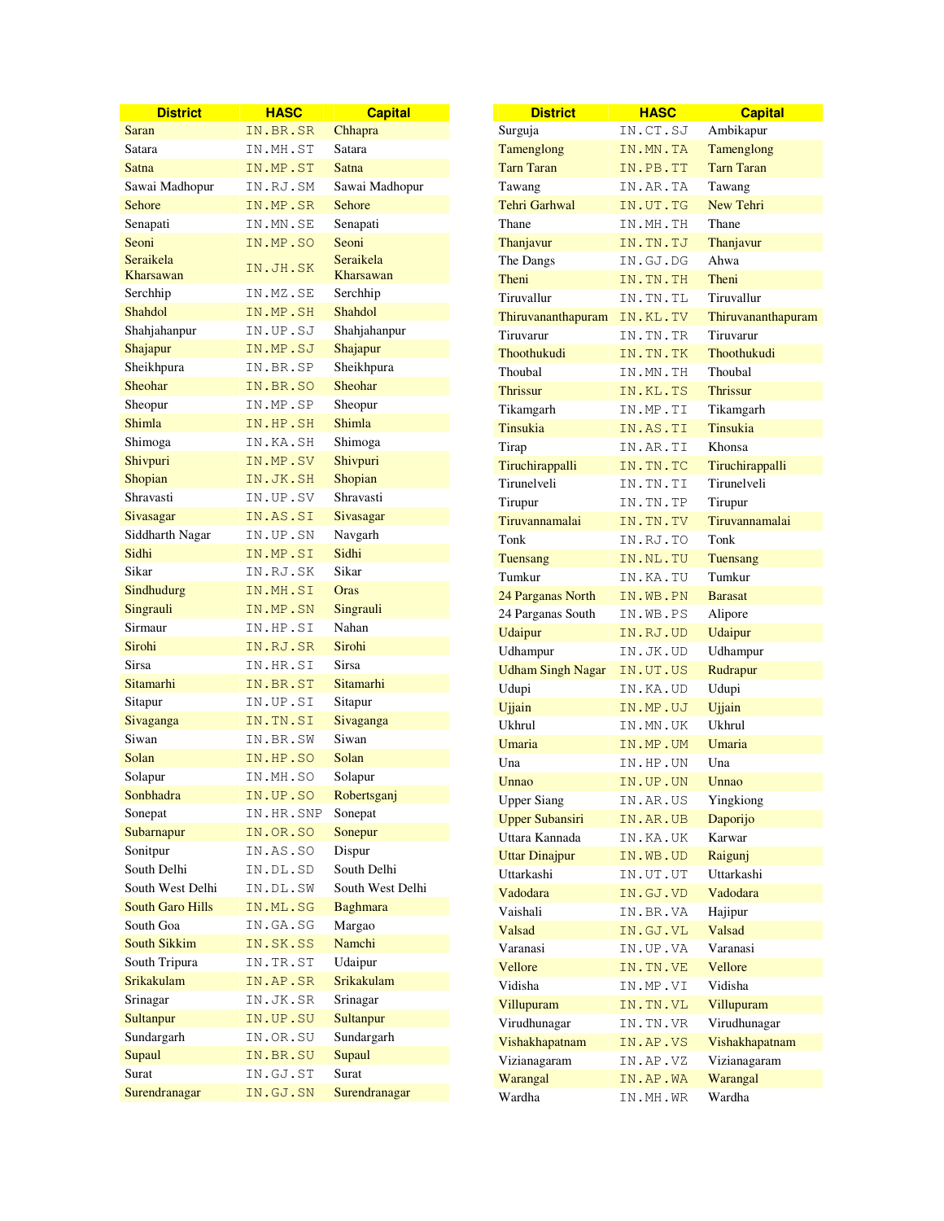| District | HASC | Capital |
|---|---|---|
| Saran | IN.BR.SR | Chhapra |
| Satara | IN.MH.ST | Satara |
| Satna | IN.MP.ST | Satna |
| Sawai Madhopur | IN.RJ.SM | Sawai Madhopur |
| Sehore | IN.MP.SR | Sehore |
| Senapati | IN.MN.SE | Senapati |
| Seoni | IN.MP.SO | Seoni |
| Seraikela Kharsawan | IN.JH.SK | Seraikela Kharsawan |
| Serchhip | IN.MZ.SE | Serchhip |
| Shahdol | IN.MP.SH | Shahdol |
| Shahjahanpur | IN.UP.SJ | Shahjahanpur |
| Shajapur | IN.MP.SJ | Shajapur |
| Sheikhpura | IN.BR.SP | Sheikhpura |
| Sheohar | IN.BR.SO | Sheohar |
| Sheopur | IN.MP.SP | Sheopur |
| Shimla | IN.HP.SH | Shimla |
| Shimoga | IN.KA.SH | Shimoga |
| Shivpuri | IN.MP.SV | Shivpuri |
| Shopian | IN.JK.SH | Shopian |
| Shravasti | IN.UP.SV | Shravasti |
| Sivasagar | IN.AS.SI | Sivasagar |
| Siddharth Nagar | IN.UP.SN | Navgarh |
| Sidhi | IN.MP.SI | Sidhi |
| Sikar | IN.RJ.SK | Sikar |
| Sindhudurg | IN.MH.SI | Oras |
| Singrauli | IN.MP.SN | Singrauli |
| Sirmaur | IN.HP.SI | Nahan |
| Sirohi | IN.RJ.SR | Sirohi |
| Sirsa | IN.HR.SI | Sirsa |
| Sitamarhi | IN.BR.ST | Sitamarhi |
| Sitapur | IN.UP.SI | Sitapur |
| Sivaganga | IN.TN.SI | Sivaganga |
| Siwan | IN.BR.SW | Siwan |
| Solan | IN.HP.SO | Solan |
| Solapur | IN.MH.SO | Solapur |
| Sonbhadra | IN.UP.SO | Robertsganj |
| Sonepat | IN.HR.SNP | Sonepat |
| Subarnapur | IN.OR.SO | Sonepur |
| Sonitpur | IN.AS.SO | Dispur |
| South Delhi | IN.DL.SD | South Delhi |
| South West Delhi | IN.DL.SW | South West Delhi |
| South Garo Hills | IN.ML.SG | Baghmara |
| South Goa | IN.GA.SG | Margao |
| South Sikkim | IN.SK.SS | Namchi |
| South Tripura | IN.TR.ST | Udaipur |
| Srikakulam | IN.AP.SR | Srikakulam |
| Srinagar | IN.JK.SR | Srinagar |
| Sultanpur | IN.UP.SU | Sultanpur |
| Sundargarh | IN.OR.SU | Sundargarh |
| Supaul | IN.BR.SU | Supaul |
| Surat | IN.GJ.ST | Surat |
| Surendranagar | IN.GJ.SN | Surendranagar |
| Surguja | IN.CT.SJ | Ambikapur |
| Tamenglong | IN.MN.TA | Tamenglong |
| Tarn Taran | IN.PB.TT | Tarn Taran |
| Tawang | IN.AR.TA | Tawang |
| Tehri Garhwal | IN.UT.TG | New Tehri |
| Thane | IN.MH.TH | Thane |
| Thanjavur | IN.TN.TJ | Thanjavur |
| The Dangs | IN.GJ.DG | Ahwa |
| Theni | IN.TN.TH | Theni |
| Tiruvallur | IN.TN.TL | Tiruvallur |
| Thiruvananthapuram | IN.KL.TV | Thiruvananthapuram |
| Tiruvarur | IN.TN.TR | Tiruvarur |
| Thoothukudi | IN.TN.TK | Thoothukudi |
| Thoubal | IN.MN.TH | Thoubal |
| Thrissur | IN.KL.TS | Thrissur |
| Tikamgarh | IN.MP.TI | Tikamgarh |
| Tinsukia | IN.AS.TI | Tinsukia |
| Tirap | IN.AR.TI | Khonsa |
| Tiruchirappalli | IN.TN.TC | Tiruchirappalli |
| Tirunelveli | IN.TN.TI | Tirunelveli |
| Tirupur | IN.TN.TP | Tirupur |
| Tiruvannamalai | IN.TN.TV | Tiruvannamalai |
| Tonk | IN.RJ.TO | Tonk |
| Tuensang | IN.NL.TU | Tuensang |
| Tumkur | IN.KA.TU | Tumkur |
| 24 Parganas North | IN.WB.PN | Barasat |
| 24 Parganas South | IN.WB.PS | Alipore |
| Udaipur | IN.RJ.UD | Udaipur |
| Udhampur | IN.JK.UD | Udhampur |
| Udham Singh Nagar | IN.UT.US | Rudrapur |
| Udupi | IN.KA.UD | Udupi |
| Ujjain | IN.MP.UJ | Ujjain |
| Ukhrul | IN.MN.UK | Ukhrul |
| Umaria | IN.MP.UM | Umaria |
| Una | IN.HP.UN | Una |
| Unnao | IN.UP.UN | Unnao |
| Upper Siang | IN.AR.US | Yingkiong |
| Upper Subansiri | IN.AR.UB | Daporijo |
| Uttara Kannada | IN.KA.UK | Karwar |
| Uttar Dinajpur | IN.WB.UD | Raigunj |
| Uttarkashi | IN.UT.UT | Uttarkashi |
| Vadodara | IN.GJ.VD | Vadodara |
| Vaishali | IN.BR.VA | Hajipur |
| Valsad | IN.GJ.VL | Valsad |
| Varanasi | IN.UP.VA | Varanasi |
| Vellore | IN.TN.VE | Vellore |
| Vidisha | IN.MP.VI | Vidisha |
| Villupuram | IN.TN.VL | Villupuram |
| Virudhunagar | IN.TN.VR | Virudhunagar |
| Vishakhapatnam | IN.AP.VS | Vishakhapatnam |
| Vizianagaram | IN.AP.VZ | Vizianagaram |
| Warangal | IN.AP.WA | Warangal |
| Wardha | IN.MH.WR | Wardha |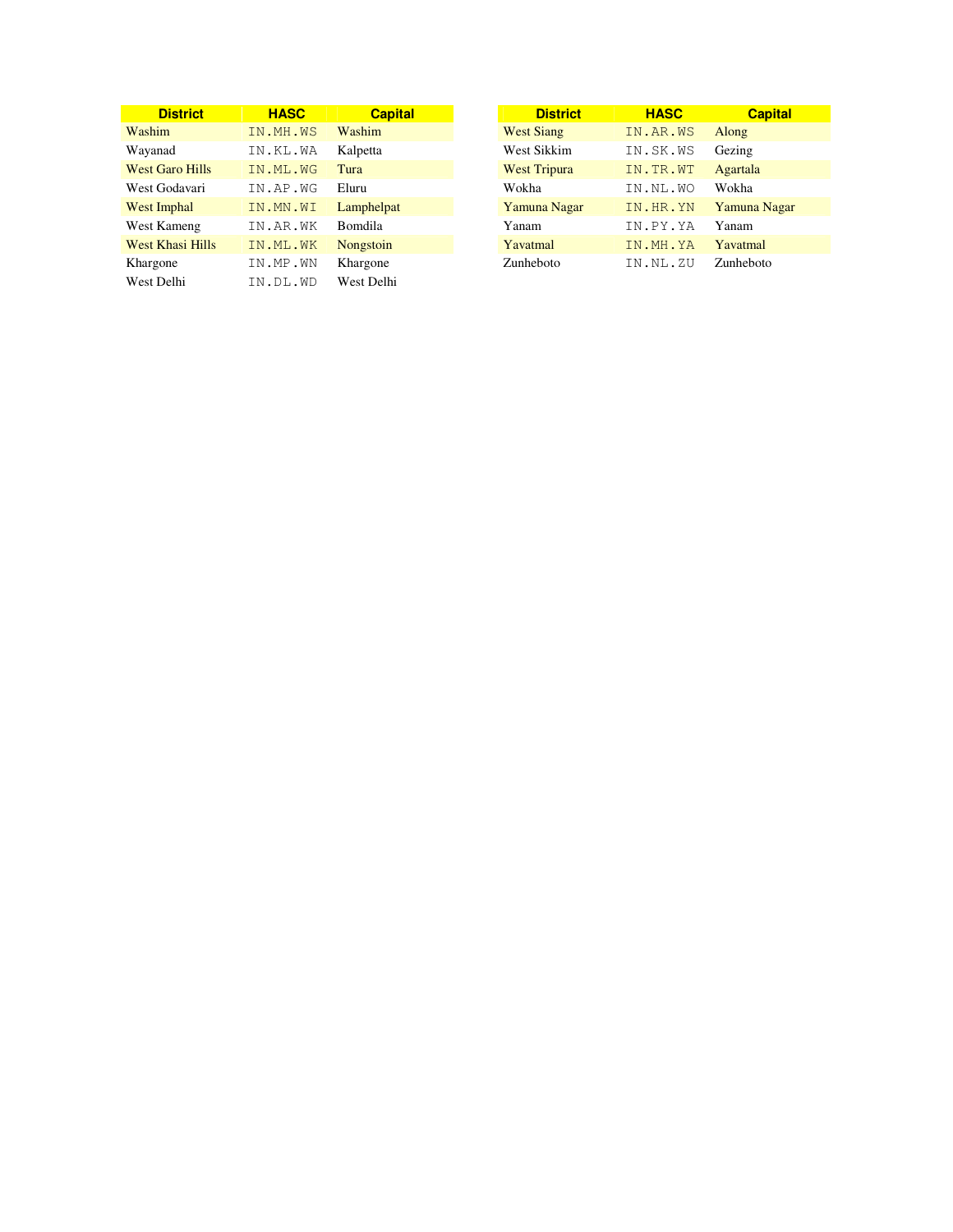| District | HASC | Capital |
| --- | --- | --- |
| Washim | IN.MH.WS | Washim |
| Wayanad | IN.KL.WA | Kalpetta |
| West Garo Hills | IN.ML.WG | Tura |
| West Godavari | IN.AP.WG | Eluru |
| West Imphal | IN.MN.WI | Lamphelpat |
| West Kameng | IN.AR.WK | Bomdila |
| West Khasi Hills | IN.ML.WK | Nongstoin |
| Khargone | IN.MP.WN | Khargone |
| West Delhi | IN.DL.WD | West Delhi |

| District | HASC | Capital |
| --- | --- | --- |
| West Siang | IN.AR.WS | Along |
| West Sikkim | IN.SK.WS | Gezing |
| West Tripura | IN.TR.WT | Agartala |
| Wokha | IN.NL.WO | Wokha |
| Yamuna Nagar | IN.HR.YN | Yamuna Nagar |
| Yanam | IN.PY.YA | Yanam |
| Yavatmal | IN.MH.YA | Yavatmal |
| Zunheboto | IN.NL.ZU | Zunheboto |